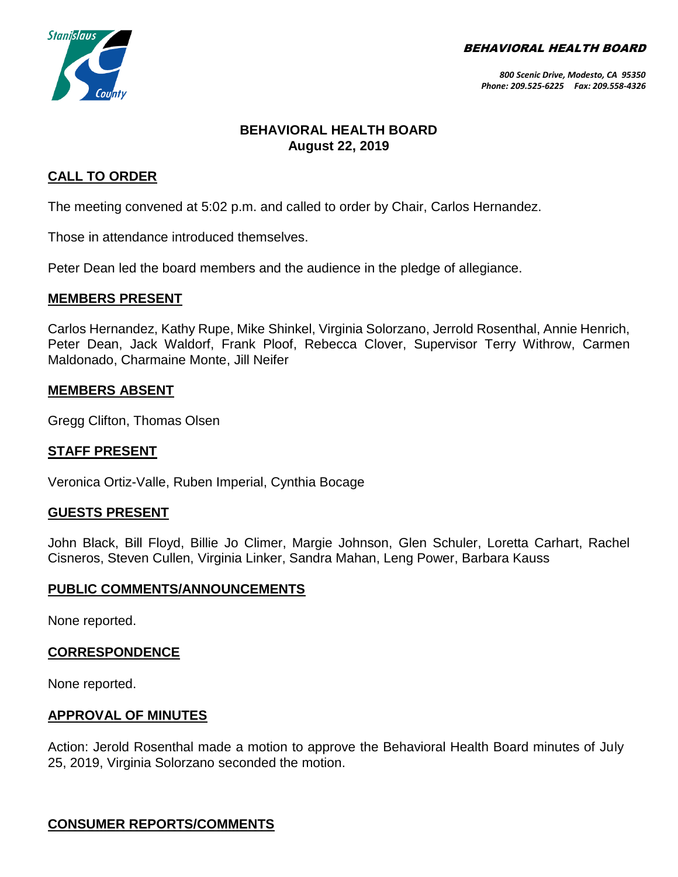BEHAVIORAL HEALTH BOARD

800 Scenic Drive, Modesto, CA 95350
Phone: 209.525-6225 Fax: 209.558-4326

# BEHAVIORAL HEALTH BOARD
## August 22, 2019

## CALL TO ORDER

The meeting convened at 5:02 p.m. and called to order by Chair, Carlos Hernandez.

Those in attendance introduced themselves.

Peter Dean led the board members and the audience in the pledge of allegiance.

## MEMBERS PRESENT

Carlos Hernandez, Kathy Rupe, Mike Shinkel, Virginia Solorzano, Jerrold Rosenthal, Annie Henrich, Peter Dean, Jack Waldorf, Frank Ploof, Rebecca Clover, Supervisor Terry Withrow, Carmen Maldonado, Charmaine Monte, Jill Neifer

## MEMBERS ABSENT

Gregg Clifton, Thomas Olsen

## STAFF PRESENT

Veronica Ortiz-Valle, Ruben Imperial, Cynthia Bocage

## GUESTS PRESENT

John Black, Bill Floyd, Billie Jo Climer, Margie Johnson, Glen Schuler, Loretta Carhart, Rachel Cisneros, Steven Cullen, Virginia Linker, Sandra Mahan, Leng Power, Barbara Kauss

## PUBLIC COMMENTS/ANNOUNCEMENTS

None reported.

## CORRESPONDENCE

None reported.

## APPROVAL OF MINUTES

Action: Jerold Rosenthal made a motion to approve the Behavioral Health Board minutes of July 25, 2019, Virginia Solorzano seconded the motion.

## CONSUMER REPORTS/COMMENTS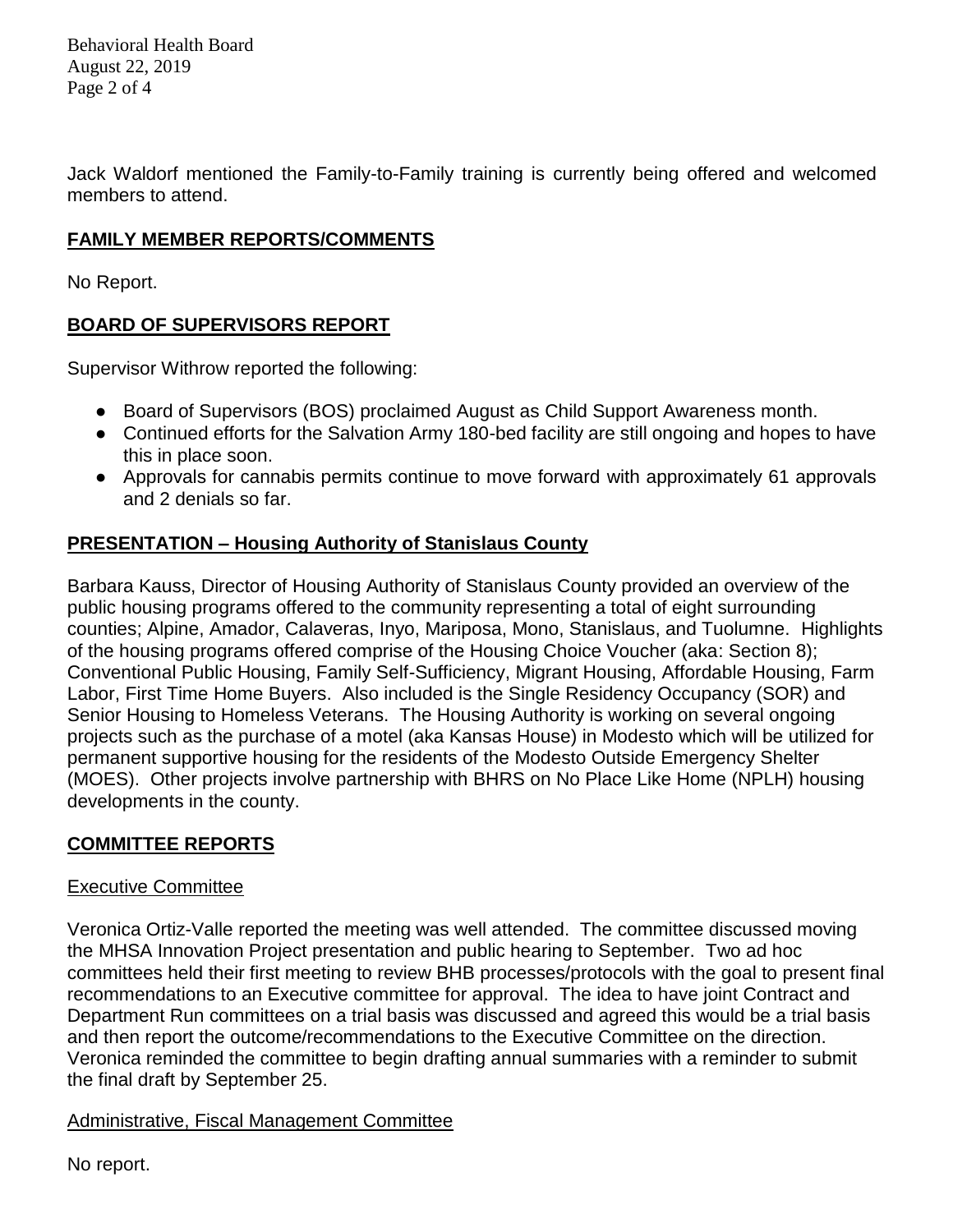Jack Waldorf mentioned the Family-to-Family training is currently being offered and welcomed members to attend.

## **FAMILY MEMBER REPORTS/COMMENTS**

No Report.

## **BOARD OF SUPERVISORS REPORT**

Supervisor Withrow reported the following:

- Board of Supervisors (BOS) proclaimed August as Child Support Awareness month.
- Continued efforts for the Salvation Army 180-bed facility are still ongoing and hopes to have this in place soon.
- Approvals for cannabis permits continue to move forward with approximately 61 approvals and 2 denials so far.

## **PRESENTATION – Housing Authority of Stanislaus County**

Barbara Kauss, Director of Housing Authority of Stanislaus County provided an overview of the public housing programs offered to the community representing a total of eight surrounding counties; Alpine, Amador, Calaveras, Inyo, Mariposa, Mono, Stanislaus, and Tuolumne. Highlights of the housing programs offered comprise of the Housing Choice Voucher (aka: Section 8); Conventional Public Housing, Family Self-Sufficiency, Migrant Housing, Affordable Housing, Farm Labor, First Time Home Buyers. Also included is the Single Residency Occupancy (SOR) and Senior Housing to Homeless Veterans. The Housing Authority is working on several ongoing projects such as the purchase of a motel (aka Kansas House) in Modesto which will be utilized for permanent supportive housing for the residents of the Modesto Outside Emergency Shelter (MOES). Other projects involve partnership with BHRS on No Place Like Home (NPLH) housing developments in the county.

## **COMMITTEE REPORTS**

### Executive Committee

Veronica Ortiz-Valle reported the meeting was well attended. The committee discussed moving the MHSA Innovation Project presentation and public hearing to September. Two ad hoc committees held their first meeting to review BHB processes/protocols with the goal to present final recommendations to an Executive committee for approval. The idea to have joint Contract and Department Run committees on a trial basis was discussed and agreed this would be a trial basis and then report the outcome/recommendations to the Executive Committee on the direction. Veronica reminded the committee to begin drafting annual summaries with a reminder to submit the final draft by September 25.

### Administrative, Fiscal Management Committee

No report.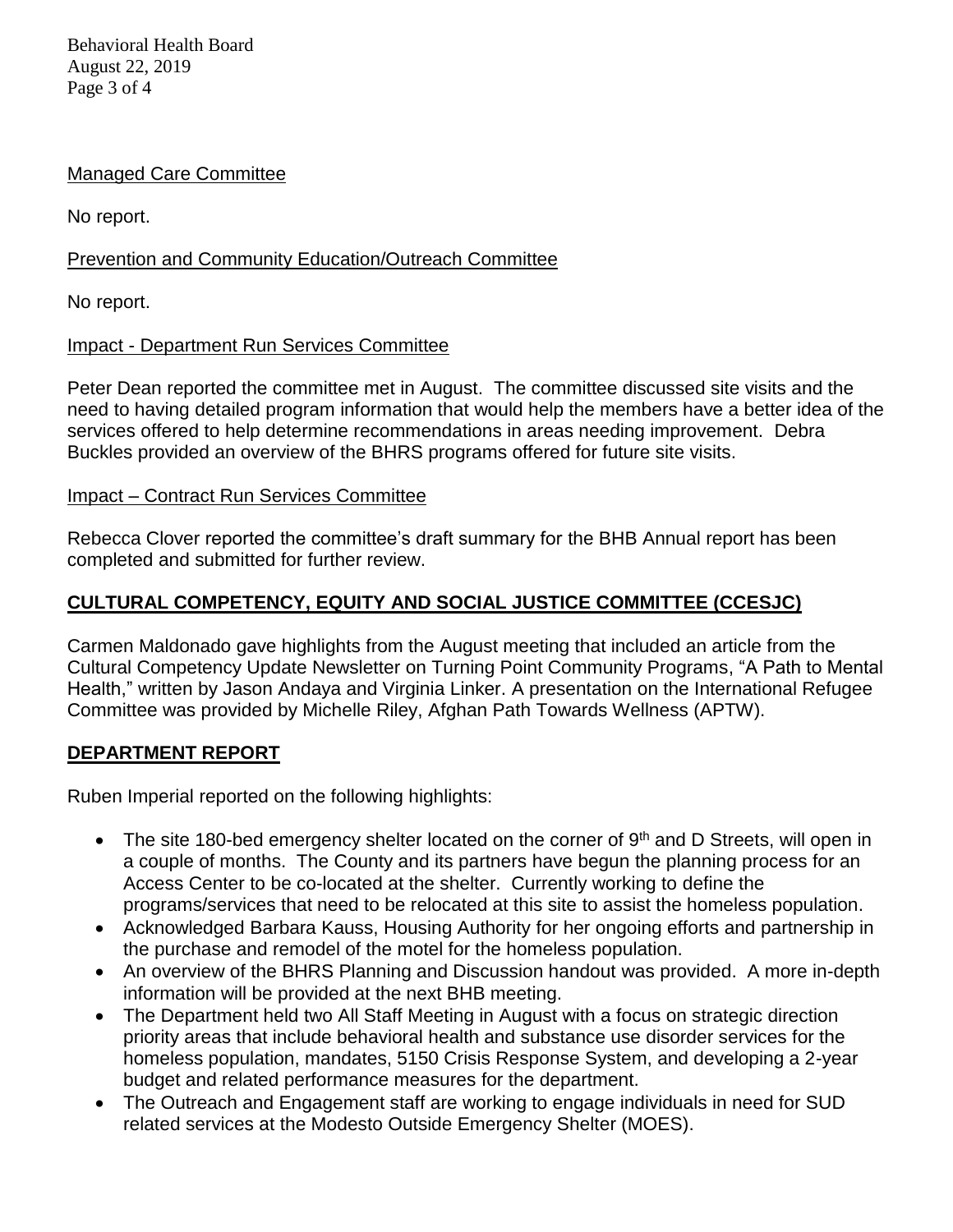Managed Care Committee

No report.

Prevention and Community Education/Outreach Committee

No report.

Impact - Department Run Services Committee

Peter Dean reported the committee met in August. The committee discussed site visits and the need to having detailed program information that would help the members have a better idea of the services offered to help determine recommendations in areas needing improvement. Debra Buckles provided an overview of the BHRS programs offered for future site visits.

Impact – Contract Run Services Committee

Rebecca Clover reported the committee's draft summary for the BHB Annual report has been completed and submitted for further review.

## CULTURAL COMPETENCY, EQUITY AND SOCIAL JUSTICE COMMITTEE (CCESJC)

Carmen Maldonado gave highlights from the August meeting that included an article from the Cultural Competency Update Newsletter on Turning Point Community Programs, "A Path to Mental Health," written by Jason Andaya and Virginia Linker. A presentation on the International Refugee Committee was provided by Michelle Riley, Afghan Path Towards Wellness (APTW).

## DEPARTMENT REPORT

Ruben Imperial reported on the following highlights:

- The site 180-bed emergency shelter located on the corner of 9th and D Streets, will open in a couple of months. The County and its partners have begun the planning process for an Access Center to be co-located at the shelter. Currently working to define the programs/services that need to be relocated at this site to assist the homeless population.
- Acknowledged Barbara Kauss, Housing Authority for her ongoing efforts and partnership in the purchase and remodel of the motel for the homeless population.
- An overview of the BHRS Planning and Discussion handout was provided. A more in-depth information will be provided at the next BHB meeting.
- The Department held two All Staff Meeting in August with a focus on strategic direction priority areas that include behavioral health and substance use disorder services for the homeless population, mandates, 5150 Crisis Response System, and developing a 2-year budget and related performance measures for the department.
- The Outreach and Engagement staff are working to engage individuals in need for SUD related services at the Modesto Outside Emergency Shelter (MOES).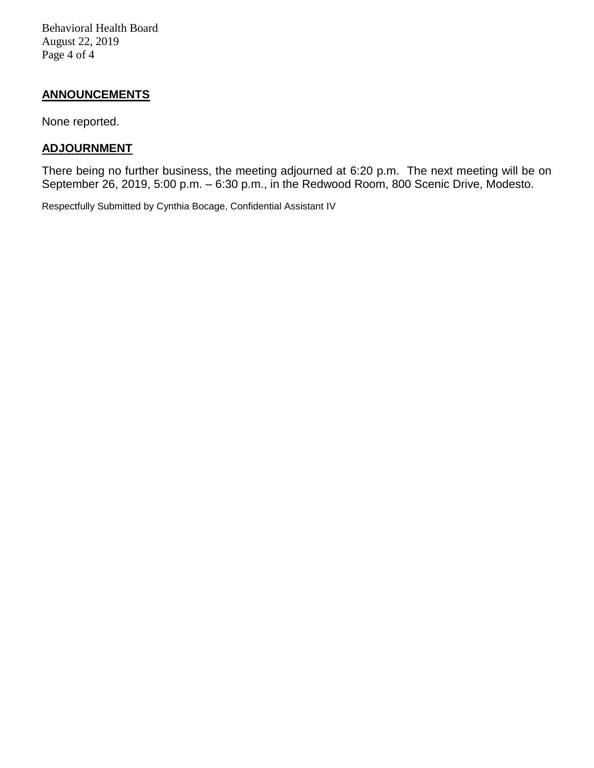## ANNOUNCEMENTS

None reported.

## ADJOURNMENT

There being no further business, the meeting adjourned at 6:20 p.m. The next meeting will be on September 26, 2019, 5:00 p.m. – 6:30 p.m., in the Redwood Room, 800 Scenic Drive, Modesto.

Respectfully Submitted by Cynthia Bocage, Confidential Assistant IV